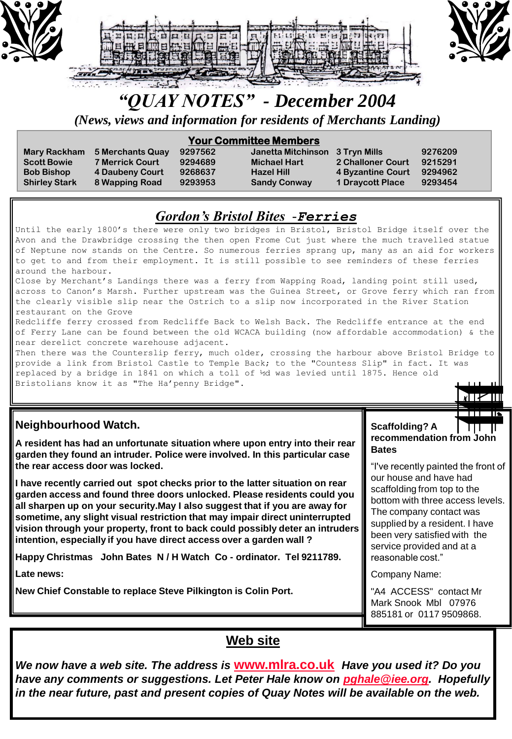# "QUAY NOTES" - December 2004

*(News, views and information for residents of Merchants Landing)*

## Your Committee Members

| | | | | | |
|---|---|---|---|---|---|
| Mary Rackham | 5 Merchants Quay | 9297562 | Janetta Mitchinson | 3 Tryn Mills | 9276209 |
| Scott Bowie | 7 Merrick Court | 9294689 | Michael Hart | 2 Challoner Court | 9215291 |
| Bob Bishop | 4 Daubeny Court | 9268637 | Hazel Hill | 4 Byzantine Court | 9294962 |
| Shirley Stark | 8 Wapping Road | 9293953 | Sandy Conway | 1 Draycott Place | 9293454 |

## *Gordon's Bristol Bites -Ferries*

Until the early 1800's there were only two bridges in Bristol, Bristol Bridge itself over the Avon and the Drawbridge crossing the then open Frome Cut just where the much travelled statue of Neptune now stands on the Centre. So numerous ferries sprang up, many as an aid for workers to get to and from their employment. It is still possible to see reminders of these ferries around the harbour.

Close by Merchant's Landings there was a ferry from Wapping Road, landing point still used, across to Canon's Marsh. Further upstream was the Guinea Street, or Grove ferry which ran from the clearly visible slip near the Ostrich to a slip now incorporated in the River Station restaurant on the Grove

Redcliffe ferry crossed from Redcliffe Back to Welsh Back. The Redcliffe entrance at the end of Ferry Lane can be found between the old WCACA building (now affordable accommodation) & the near derelict concrete warehouse adjacent.

Then there was the Counterslip ferry, much older, crossing the harbour above Bristol Bridge to provide a link from Bristol Castle to Temple Back; to the "Countess Slip" in fact. It was replaced by a bridge in 1841 on which a toll of ½d was levied until 1875. Hence old Bristolians know it as "The Ha'penny Bridge".

## Neighbourhood Watch.

**A resident has had an unfortunate situation where upon entry into their rear garden they found an intruder. Police were involved. In this particular case the rear access door was locked.**

**I have recently carried out spot checks prior to the latter situation on rear garden access and found three doors unlocked. Please residents could you all sharpen up on your security.May I also suggest that if you are away for sometime, any slight visual restriction that may impair direct uninterrupted vision through your property, front to back could possibly deter an intruders intention, especially if you have direct access over a garden wall ?**

**Happy Christmas John Bates N / H Watch Co - ordinator. Tel 9211789.**

**Late news:**

**New Chief Constable to replace Steve Pilkington is Colin Port.**

**Scaffolding? A recommendation from John Bates**

"I've recently painted the front of our house and have had scaffolding from top to the bottom with three access levels. The company contact was supplied by a resident. I have been very satisfied with the service provided and at a reasonable cost."

Company Name:

"A4 ACCESS" contact Mr Mark Snook Mbl 07976 885181 or 0117 9509868.

## Web site

***We now have a web site. The address is www.mlra.co.uk Have you used it? Do you have any comments or suggestions. Let Peter Hale know on pghale@iee.org. Hopefully in the near future, past and present copies of Quay Notes will be available on the web.***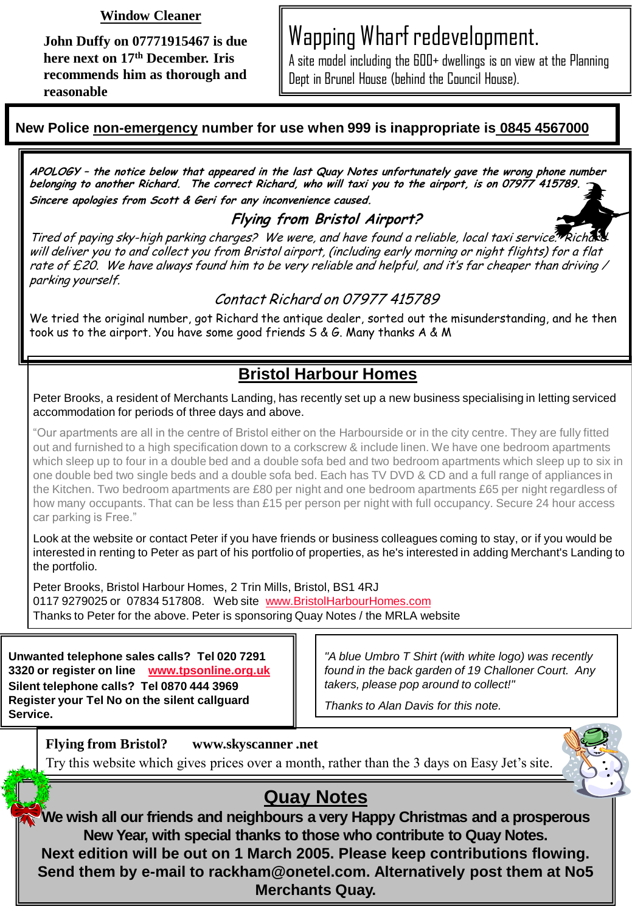## Window Cleaner

**John Duffy on 07771915467 is due here next on 17th December. Iris recommends him as thorough and reasonable**

## Wapping Wharf redevelopment.

A site model including the 600+ dwellings is on view at the Planning Dept in Brunel House (behind the Council House).

**New Police non-emergency number for use when 999 is inappropriate is 0845 4567000**

***APOLOGY – the notice below that appeared in the last Quay Notes unfortunately gave the wrong phone number belonging to another Richard. The correct Richard, who will taxi you to the airport, is on 07977 415789.***

***Sincere apologies from Scott & Geri for any inconvenience caused.***

### *Flying from Bristol Airport?*

*Tired of paying sky-high parking charges? We were, and have found a reliable, local taxi service. Richard will deliver you to and collect you from Bristol airport, (including early morning or night flights) for a flat rate of £20. We have always found him to be very reliable and helpful, and it's far cheaper than driving / parking yourself.*

*Contact Richard on 07977 415789*

We tried the original number, got Richard the antique dealer, sorted out the misunderstanding, and he then took us to the airport. You have some good friends S & G. Many thanks A & M

## Bristol Harbour Homes

Peter Brooks, a resident of Merchants Landing, has recently set up a new business specialising in letting serviced accommodation for periods of three days and above.

"Our apartments are all in the centre of Bristol either on the Harbourside or in the city centre. They are fully fitted out and furnished to a high specification down to a corkscrew & include linen. We have one bedroom apartments which sleep up to four in a double bed and a double sofa bed and two bedroom apartments which sleep up to six in one double bed two single beds and a double sofa bed. Each has TV DVD & CD and a full range of appliances in the Kitchen. Two bedroom apartments are £80 per night and one bedroom apartments £65 per night regardless of how many occupants. That can be less than £15 per person per night with full occupancy. Secure 24 hour access car parking is Free."

Look at the website or contact Peter if you have friends or business colleagues coming to stay, or if you would be interested in renting to Peter as part of his portfolio of properties, as he's interested in adding Merchant's Landing to the portfolio.

Peter Brooks, Bristol Harbour Homes, 2 Trin Mills, Bristol, BS1 4RJ
0117 9279025 or 07834 517808. Web site www.BristolHarbourHomes.com
Thanks to Peter for the above. Peter is sponsoring Quay Notes / the MRLA website

**Unwanted telephone sales calls? Tel 020 7291 3320 or register on line www.tpsonline.org.uk**
**Silent telephone calls? Tel 0870 444 3969 Register your Tel No on the silent callguard Service.**

*"A blue Umbro T Shirt (with white logo) was recently found in the back garden of 19 Challoner Court. Any takers, please pop around to collect!"*

*Thanks to Alan Davis for this note.*

**Flying from Bristol? www.skyscanner .net**
Try this website which gives prices over a month, rather than the 3 days on Easy Jet's site.

## Quay Notes

**We wish all our friends and neighbours a very Happy Christmas and a prosperous New Year, with special thanks to those who contribute to Quay Notes.**
**Next edition will be out on 1 March 2005. Please keep contributions flowing.**
**Send them by e-mail to rackham@onetel.com. Alternatively post them at No5 Merchants Quay.**